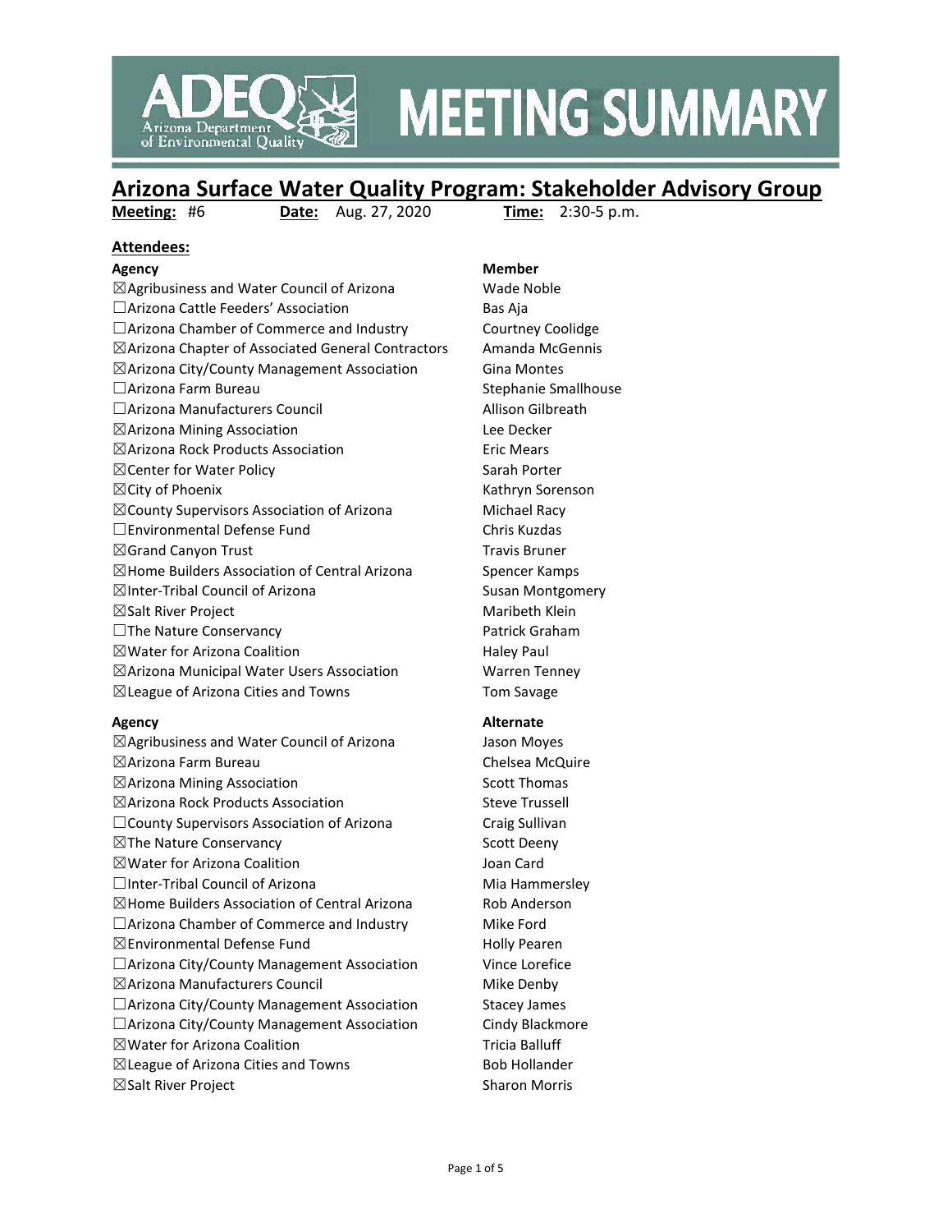# MEETING SUMMARY

## Arizona Surface Water Quality Program: Stakeholder Advisory Group

**Meeting:** #6 **Date:** Aug. 27, 2020 **Time:** 2:30-5 p.m.

**Attendees:**

| Agency | Member |
|---|---|
| ☒Agribusiness and Water Council of Arizona | Wade Noble |
| ☐Arizona Cattle Feeders' Association | Bas Aja |
| ☐Arizona Chamber of Commerce and Industry | Courtney Coolidge |
| ☒Arizona Chapter of Associated General Contractors | Amanda McGennis |
| ☒Arizona City/County Management Association | Gina Montes |
| ☐Arizona Farm Bureau | Stephanie Smallhouse |
| ☐Arizona Manufacturers Council | Allison Gilbreath |
| ☒Arizona Mining Association | Lee Decker |
| ☒Arizona Rock Products Association | Eric Mears |
| ☒Center for Water Policy | Sarah Porter |
| ☒City of Phoenix | Kathryn Sorenson |
| ☒County Supervisors Association of Arizona | Michael Racy |
| ☐Environmental Defense Fund | Chris Kuzdas |
| ☒Grand Canyon Trust | Travis Bruner |
| ☒Home Builders Association of Central Arizona | Spencer Kamps |
| ☒Inter-Tribal Council of Arizona | Susan Montgomery |
| ☒Salt River Project | Maribeth Klein |
| ☐The Nature Conservancy | Patrick Graham |
| ☒Water for Arizona Coalition | Haley Paul |
| ☒Arizona Municipal Water Users Association | Warren Tenney |
| ☒League of Arizona Cities and Towns | Tom Savage |

| Agency | Alternate |
|---|---|
| ☒Agribusiness and Water Council of Arizona | Jason Moyes |
| ☒Arizona Farm Bureau | Chelsea McQuire |
| ☒Arizona Mining Association | Scott Thomas |
| ☒Arizona Rock Products Association | Steve Trussell |
| ☐County Supervisors Association of Arizona | Craig Sullivan |
| ☒The Nature Conservancy | Scott Deeny |
| ☒Water for Arizona Coalition | Joan Card |
| ☐Inter-Tribal Council of Arizona | Mia Hammersley |
| ☒Home Builders Association of Central Arizona | Rob Anderson |
| ☐Arizona Chamber of Commerce and Industry | Mike Ford |
| ☒Environmental Defense Fund | Holly Pearen |
| ☐Arizona City/County Management Association | Vince Lorefice |
| ☒Arizona Manufacturers Council | Mike Denby |
| ☐Arizona City/County Management Association | Stacey James |
| ☐Arizona City/County Management Association | Cindy Blackmore |
| ☒Water for Arizona Coalition | Tricia Balluff |
| ☒League of Arizona Cities and Towns | Bob Hollander |
| ☒Salt River Project | Sharon Morris |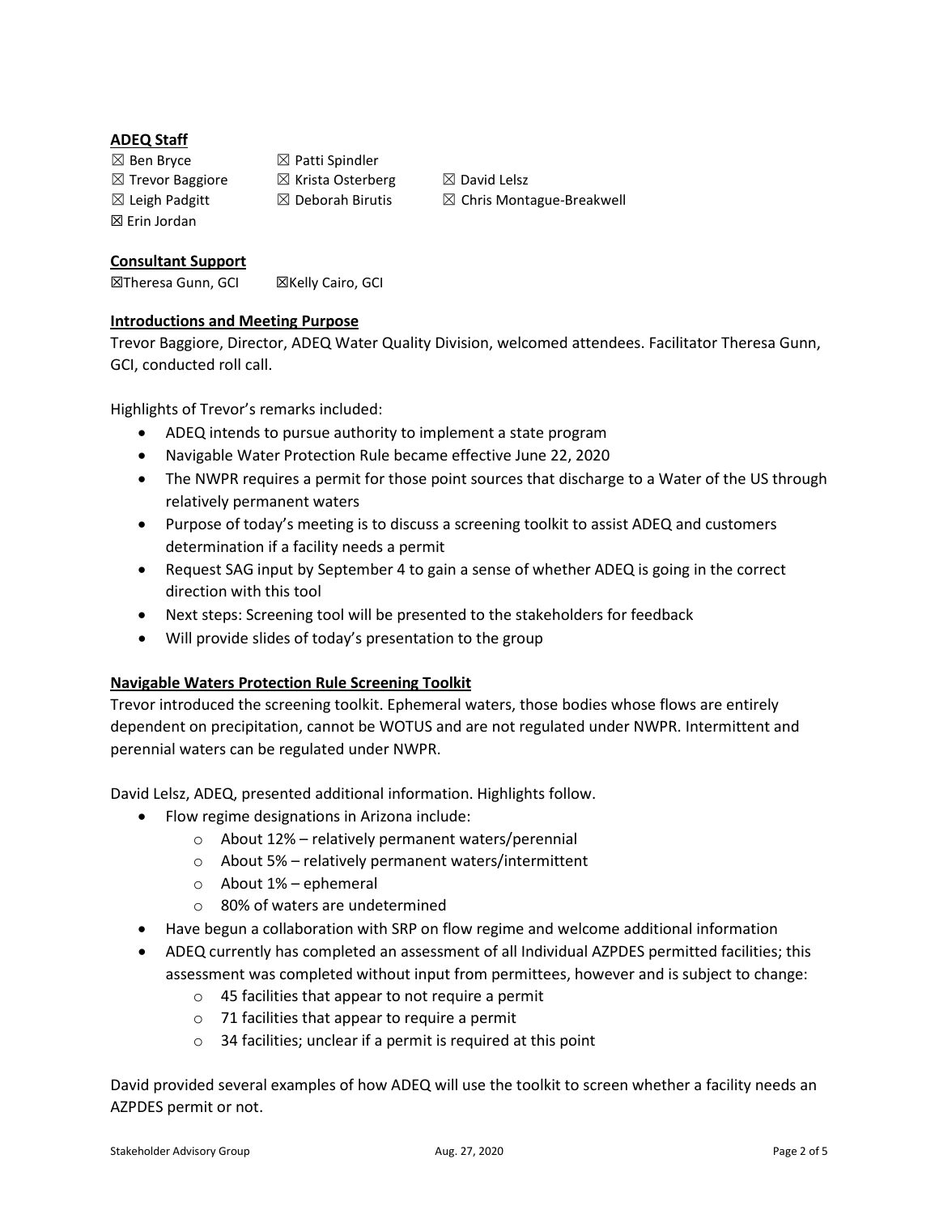**ADEQ Staff**

☒ Ben Bryce
☒ Patti Spindler
☒ Trevor Baggiore
☒ Krista Osterberg
☒ David Lelsz
☒ Leigh Padgitt
☒ Deborah Birutis
☒ Chris Montague-Breakwell
☒ Erin Jordan

**Consultant Support**

☒Theresa Gunn, GCI ☒Kelly Cairo, GCI

**Introductions and Meeting Purpose**

Trevor Baggiore, Director, ADEQ Water Quality Division, welcomed attendees. Facilitator Theresa Gunn, GCI, conducted roll call.

Highlights of Trevor's remarks included:

- ADEQ intends to pursue authority to implement a state program
- Navigable Water Protection Rule became effective June 22, 2020
- The NWPR requires a permit for those point sources that discharge to a Water of the US through relatively permanent waters
- Purpose of today's meeting is to discuss a screening toolkit to assist ADEQ and customers determination if a facility needs a permit
- Request SAG input by September 4 to gain a sense of whether ADEQ is going in the correct direction with this tool
- Next steps: Screening tool will be presented to the stakeholders for feedback
- Will provide slides of today's presentation to the group

**Navigable Waters Protection Rule Screening Toolkit**

Trevor introduced the screening toolkit. Ephemeral waters, those bodies whose flows are entirely dependent on precipitation, cannot be WOTUS and are not regulated under NWPR. Intermittent and perennial waters can be regulated under NWPR.

David Lelsz, ADEQ, presented additional information. Highlights follow.

- Flow regime designations in Arizona include:
  - About 12% – relatively permanent waters/perennial
  - About 5% – relatively permanent waters/intermittent
  - About 1% – ephemeral
  - 80% of waters are undetermined
- Have begun a collaboration with SRP on flow regime and welcome additional information
- ADEQ currently has completed an assessment of all Individual AZPDES permitted facilities; this assessment was completed without input from permittees, however and is subject to change:
  - 45 facilities that appear to not require a permit
  - 71 facilities that appear to require a permit
  - 34 facilities; unclear if a permit is required at this point

David provided several examples of how ADEQ will use the toolkit to screen whether a facility needs an AZPDES permit or not.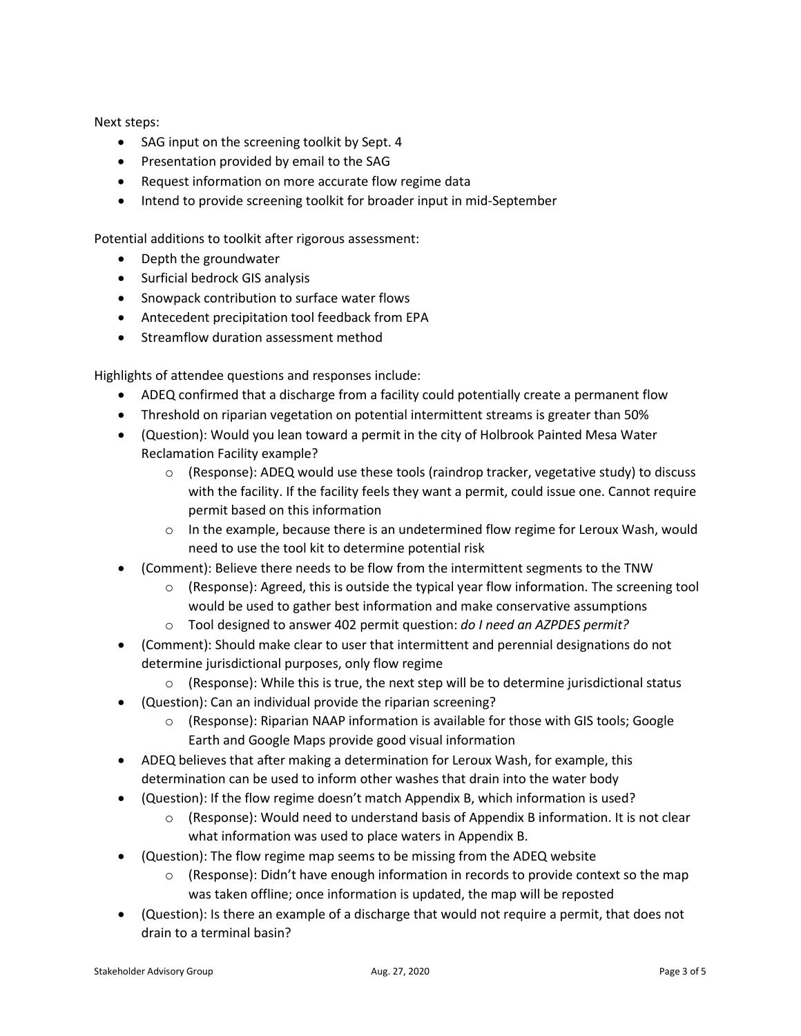Next steps:

- SAG input on the screening toolkit by Sept. 4
- Presentation provided by email to the SAG
- Request information on more accurate flow regime data
- Intend to provide screening toolkit for broader input in mid-September

Potential additions to toolkit after rigorous assessment:

- Depth the groundwater
- Surficial bedrock GIS analysis
- Snowpack contribution to surface water flows
- Antecedent precipitation tool feedback from EPA
- Streamflow duration assessment method

Highlights of attendee questions and responses include:

- ADEQ confirmed that a discharge from a facility could potentially create a permanent flow
- Threshold on riparian vegetation on potential intermittent streams is greater than 50%
- (Question): Would you lean toward a permit in the city of Holbrook Painted Mesa Water Reclamation Facility example?
    - (Response): ADEQ would use these tools (raindrop tracker, vegetative study) to discuss with the facility. If the facility feels they want a permit, could issue one. Cannot require permit based on this information
    - In the example, because there is an undetermined flow regime for Leroux Wash, would need to use the tool kit to determine potential risk
- (Comment): Believe there needs to be flow from the intermittent segments to the TNW
    - (Response): Agreed, this is outside the typical year flow information. The screening tool would be used to gather best information and make conservative assumptions
    - Tool designed to answer 402 permit question: *do I need an AZPDES permit?*
- (Comment): Should make clear to user that intermittent and perennial designations do not determine jurisdictional purposes, only flow regime
    - (Response): While this is true, the next step will be to determine jurisdictional status
- (Question): Can an individual provide the riparian screening?
    - (Response): Riparian NAAP information is available for those with GIS tools; Google Earth and Google Maps provide good visual information
- ADEQ believes that after making a determination for Leroux Wash, for example, this determination can be used to inform other washes that drain into the water body
- (Question): If the flow regime doesn't match Appendix B, which information is used?
    - (Response): Would need to understand basis of Appendix B information. It is not clear what information was used to place waters in Appendix B.
- (Question): The flow regime map seems to be missing from the ADEQ website
    - (Response): Didn't have enough information in records to provide context so the map was taken offline; once information is updated, the map will be reposted
- (Question): Is there an example of a discharge that would not require a permit, that does not drain to a terminal basin?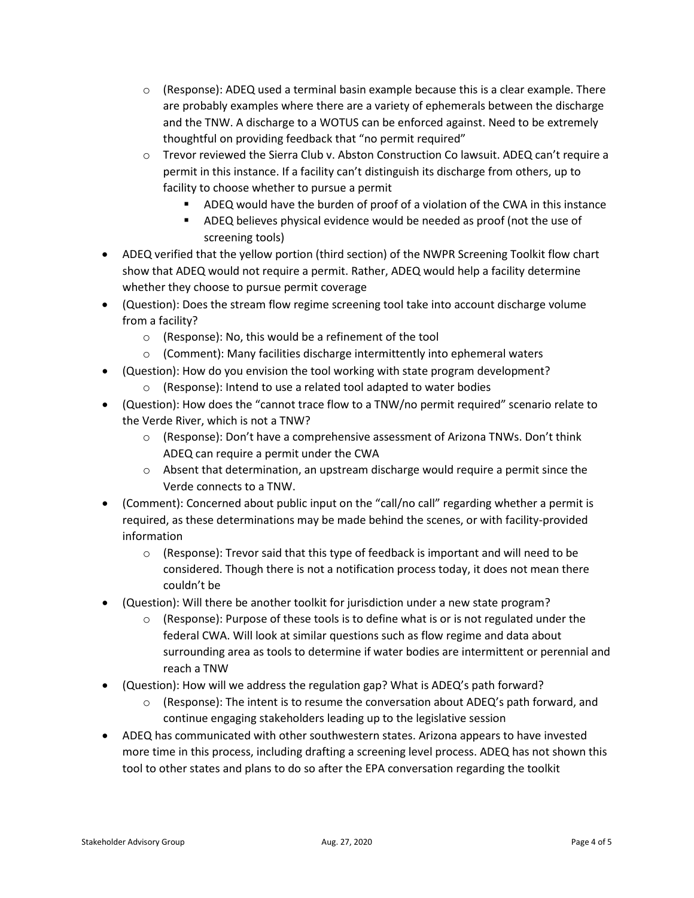- (Response): ADEQ used a terminal basin example because this is a clear example. There are probably examples where there are a variety of ephemerals between the discharge and the TNW. A discharge to a WOTUS can be enforced against. Need to be extremely thoughtful on providing feedback that "no permit required"
  - Trevor reviewed the Sierra Club v. Abston Construction Co lawsuit. ADEQ can't require a permit in this instance. If a facility can't distinguish its discharge from others, up to facility to choose whether to pursue a permit
    - ADEQ would have the burden of proof of a violation of the CWA in this instance
    - ADEQ believes physical evidence would be needed as proof (not the use of screening tools)
- ADEQ verified that the yellow portion (third section) of the NWPR Screening Toolkit flow chart show that ADEQ would not require a permit. Rather, ADEQ would help a facility determine whether they choose to pursue permit coverage
- (Question): Does the stream flow regime screening tool take into account discharge volume from a facility?
  - (Response): No, this would be a refinement of the tool
  - (Comment): Many facilities discharge intermittently into ephemeral waters
- (Question): How do you envision the tool working with state program development?
  - (Response): Intend to use a related tool adapted to water bodies
- (Question): How does the "cannot trace flow to a TNW/no permit required" scenario relate to the Verde River, which is not a TNW?
  - (Response): Don't have a comprehensive assessment of Arizona TNWs. Don't think ADEQ can require a permit under the CWA
  - Absent that determination, an upstream discharge would require a permit since the Verde connects to a TNW.
- (Comment): Concerned about public input on the "call/no call" regarding whether a permit is required, as these determinations may be made behind the scenes, or with facility-provided information
  - (Response): Trevor said that this type of feedback is important and will need to be considered. Though there is not a notification process today, it does not mean there couldn't be
- (Question): Will there be another toolkit for jurisdiction under a new state program?
  - (Response): Purpose of these tools is to define what is or is not regulated under the federal CWA. Will look at similar questions such as flow regime and data about surrounding area as tools to determine if water bodies are intermittent or perennial and reach a TNW
- (Question): How will we address the regulation gap? What is ADEQ's path forward?
  - (Response): The intent is to resume the conversation about ADEQ's path forward, and continue engaging stakeholders leading up to the legislative session
- ADEQ has communicated with other southwestern states. Arizona appears to have invested more time in this process, including drafting a screening level process. ADEQ has not shown this tool to other states and plans to do so after the EPA conversation regarding the toolkit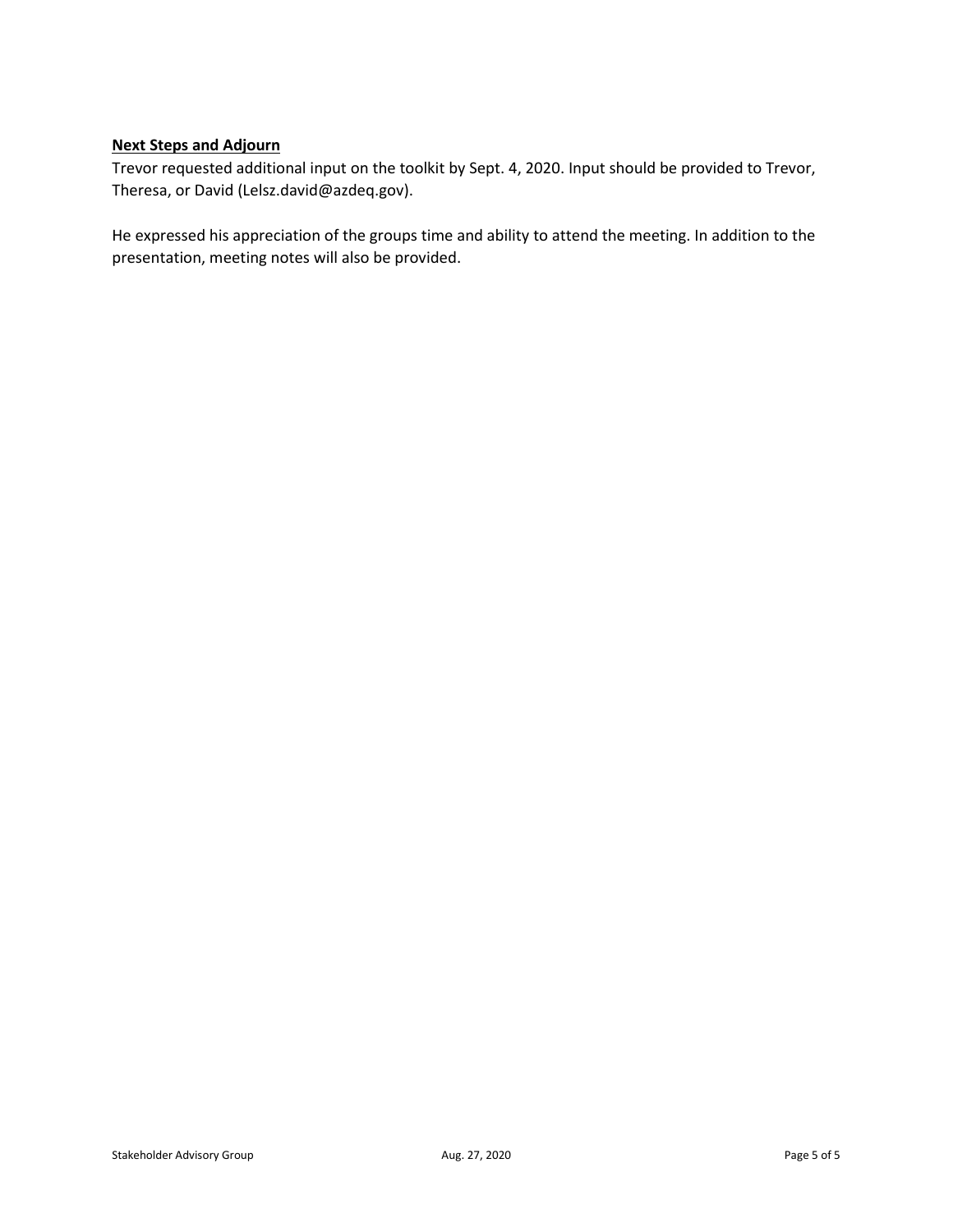**Next Steps and Adjourn**

Trevor requested additional input on the toolkit by Sept. 4, 2020. Input should be provided to Trevor, Theresa, or David (Lelsz.david@azdeq.gov).

He expressed his appreciation of the groups time and ability to attend the meeting. In addition to the presentation, meeting notes will also be provided.